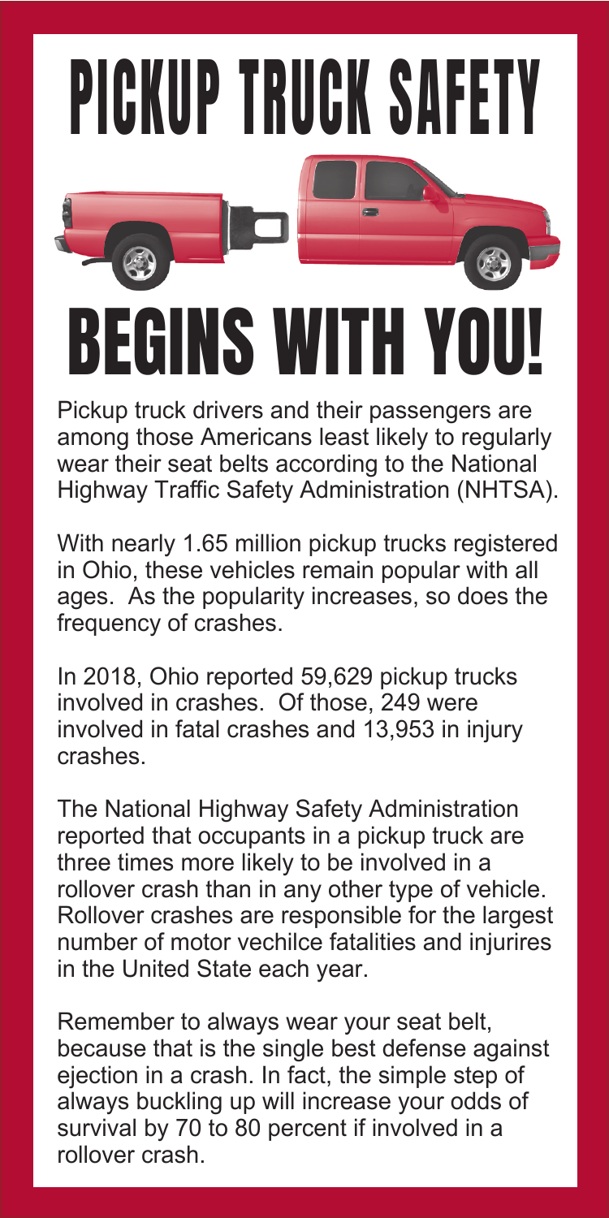# PICKUP TRUCK SAFETY BEGINS WITH YOU!

Pickup truck drivers and their passengers are among those Americans least likely to regularly wear their seat belts according to the National Highway Traffic Safety Administration (NHTSA).

With nearly 1.65 million pickup trucks registered in Ohio, these vehicles remain popular with all ages. As the popularity increases, so does the frequency of crashes.

In 2018, Ohio reported 59,629 pickup trucks involved in crashes. Of those, 249 were involved in fatal crashes and 13,953 in injury crashes.

The National Highway Safety Administration reported that occupants in a pickup truck are three times more likely to be involved in a rollover crash than in any other type of vehicle. Rollover crashes are responsible for the largest number of motor vechilce fatalities and injurires in the United State each year.

Remember to always wear your seat belt, because that is the single best defense against ejection in a crash. In fact, the simple step of always buckling up will increase your odds of survival by 70 to 80 percent if involved in a rollover crash.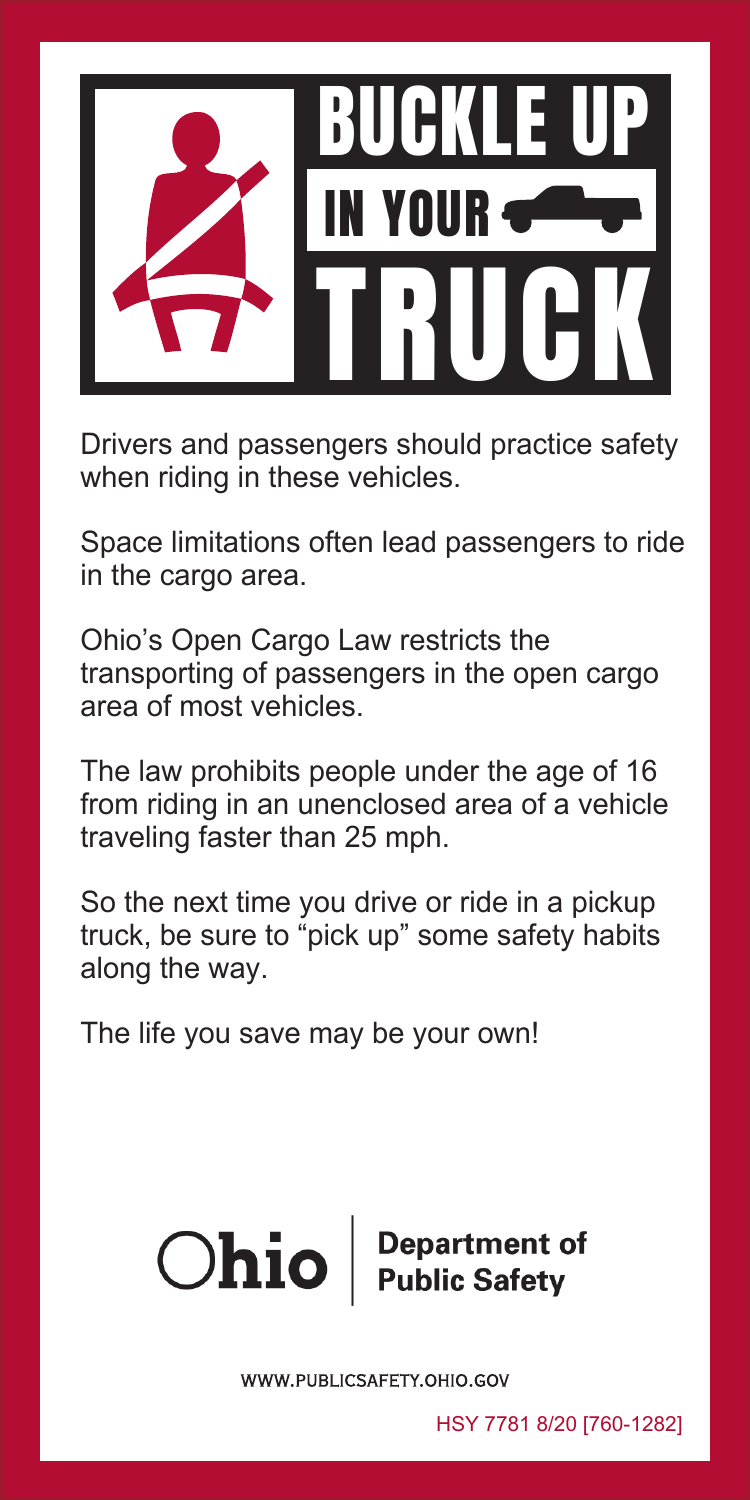# BUCKLE UP IN YOUR TRUCK

Drivers and passengers should practice safety when riding in these vehicles.

Space limitations often lead passengers to ride in the cargo area.

Ohio's Open Cargo Law restricts the transporting of passengers in the open cargo area of most vehicles.

The law prohibits people under the age of 16 from riding in an unenclosed area of a vehicle traveling faster than 25 mph.

So the next time you drive or ride in a pickup truck, be sure to "pick up" some safety habits along the way.

The life you save may be your own!

Ohio | Department of Public Safety

WWW.PUBLICSAFETY.OHIO.GOV

HSY 7781 8/20 [760-1282]